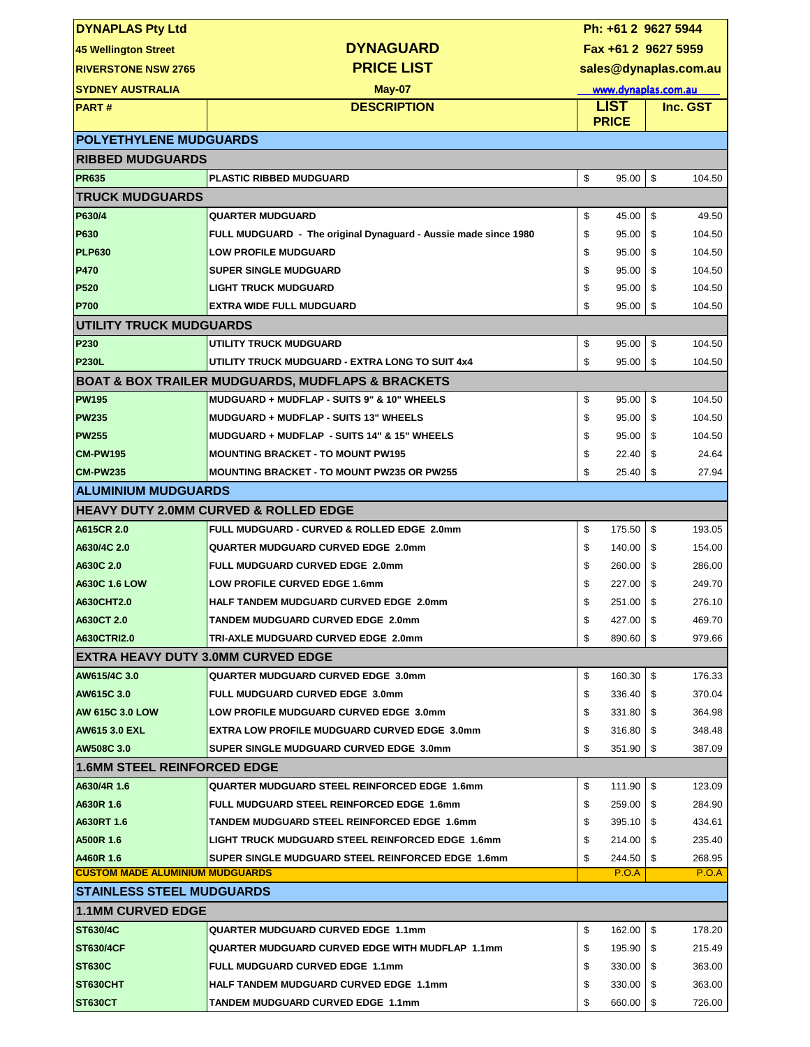| DYNAPLAS Pty Ltd | | Ph: +61 2 9627 5944 | |
|---|---|---|---|
| 45 Wellington Street | **DYNAGUARD** | Fax +61 2 9627 5959 | |
| RIVERSTONE NSW 2765 | **PRICE LIST** | sales@dynaplas.com.au | |
| SYDNEY AUSTRALIA | May-07 | www.dynaplas.com.au | |

| PART # | DESCRIPTION | LIST PRICE | Inc. GST |
|---|---|---|---|
| **POLYETHYLENE MUDGUARDS** | | | |
| **RIBBED MUDGUARDS** | | | |
| PR635 | PLASTIC RIBBED MUDGUARD | $ 95.00 | $ 104.50 |
| **TRUCK MUDGUARDS** | | | |
| P630/4 | QUARTER MUDGUARD | $ 45.00 | $ 49.50 |
| P630 | FULL MUDGUARD - The original Dynaguard - Aussie made since 1980 | $ 95.00 | $ 104.50 |
| PLP630 | LOW PROFILE MUDGUARD | $ 95.00 | $ 104.50 |
| P470 | SUPER SINGLE MUDGUARD | $ 95.00 | $ 104.50 |
| P520 | LIGHT TRUCK MUDGUARD | $ 95.00 | $ 104.50 |
| P700 | EXTRA WIDE FULL MUDGUARD | $ 95.00 | $ 104.50 |
| **UTILITY TRUCK MUDGUARDS** | | | |
| P230 | UTILITY TRUCK MUDGUARD | $ 95.00 | $ 104.50 |
| P230L | UTILITY TRUCK MUDGUARD - EXTRA LONG TO SUIT 4x4 | $ 95.00 | $ 104.50 |
| **BOAT & BOX TRAILER MUDGUARDS, MUDFLAPS & BRACKETS** | | | |
| PW195 | MUDGUARD + MUDFLAP - SUITS 9" & 10" WHEELS | $ 95.00 | $ 104.50 |
| PW235 | MUDGUARD + MUDFLAP - SUITS 13" WHEELS | $ 95.00 | $ 104.50 |
| PW255 | MUDGUARD + MUDFLAP - SUITS 14" & 15" WHEELS | $ 95.00 | $ 104.50 |
| CM-PW195 | MOUNTING BRACKET - TO MOUNT PW195 | $ 22.40 | $ 24.64 |
| CM-PW235 | MOUNTING BRACKET - TO MOUNT PW235 OR PW255 | $ 25.40 | $ 27.94 |
| **ALUMINIUM MUDGUARDS** | | | |
| **HEAVY DUTY 2.0MM CURVED & ROLLED EDGE** | | | |
| A615CR 2.0 | FULL MUDGUARD - CURVED & ROLLED EDGE 2.0mm | $ 175.50 | $ 193.05 |
| A630/4C 2.0 | QUARTER MUDGUARD CURVED EDGE 2.0mm | $ 140.00 | $ 154.00 |
| A630C 2.0 | FULL MUDGUARD CURVED EDGE 2.0mm | $ 260.00 | $ 286.00 |
| A630C 1.6 LOW | LOW PROFILE CURVED EDGE 1.6mm | $ 227.00 | $ 249.70 |
| A630CHT2.0 | HALF TANDEM MUDGUARD CURVED EDGE 2.0mm | $ 251.00 | $ 276.10 |
| A630CT 2.0 | TANDEM MUDGUARD CURVED EDGE 2.0mm | $ 427.00 | $ 469.70 |
| A630CTRI2.0 | TRI-AXLE MUDGUARD CURVED EDGE 2.0mm | $ 890.60 | $ 979.66 |
| **EXTRA HEAVY DUTY 3.0MM CURVED EDGE** | | | |
| AW615/4C 3.0 | QUARTER MUDGUARD CURVED EDGE 3.0mm | $ 160.30 | $ 176.33 |
| AW615C 3.0 | FULL MUDGUARD CURVED EDGE 3.0mm | $ 336.40 | $ 370.04 |
| AW 615C 3.0 LOW | LOW PROFILE MUDGUARD CURVED EDGE 3.0mm | $ 331.80 | $ 364.98 |
| AW615 3.0 EXL | EXTRA LOW PROFILE MUDGUARD CURVED EDGE 3.0mm | $ 316.80 | $ 348.48 |
| AW508C 3.0 | SUPER SINGLE MUDGUARD CURVED EDGE 3.0mm | $ 351.90 | $ 387.09 |
| **1.6MM STEEL REINFORCED EDGE** | | | |
| A630/4R 1.6 | QUARTER MUDGUARD STEEL REINFORCED EDGE 1.6mm | $ 111.90 | $ 123.09 |
| A630R 1.6 | FULL MUDGUARD STEEL REINFORCED EDGE 1.6mm | $ 259.00 | $ 284.90 |
| A630RT 1.6 | TANDEM MUDGUARD STEEL REINFORCED EDGE 1.6mm | $ 395.10 | $ 434.61 |
| A500R 1.6 | LIGHT TRUCK MUDGUARD STEEL REINFORCED EDGE 1.6mm | $ 214.00 | $ 235.40 |
| A460R 1.6 | SUPER SINGLE MUDGUARD STEEL REINFORCED EDGE 1.6mm | $ 244.50 | $ 268.95 |
| **CUSTOM MADE ALUMINIUM MUDGUARDS** | | P.O.A | P.O.A |
| **STAINLESS STEEL MUDGUARDS** | | | |
| **1.1MM CURVED EDGE** | | | |
| ST630/4C | QUARTER MUDGUARD CURVED EDGE 1.1mm | $ 162.00 | $ 178.20 |
| ST630/4CF | QUARTER MUDGUARD CURVED EDGE WITH MUDFLAP 1.1mm | $ 195.90 | $ 215.49 |
| ST630C | FULL MUDGUARD CURVED EDGE 1.1mm | $ 330.00 | $ 363.00 |
| ST630CHT | HALF TANDEM MUDGUARD CURVED EDGE 1.1mm | $ 330.00 | $ 363.00 |
| ST630CT | TANDEM MUDGUARD CURVED EDGE 1.1mm | $ 660.00 | $ 726.00 |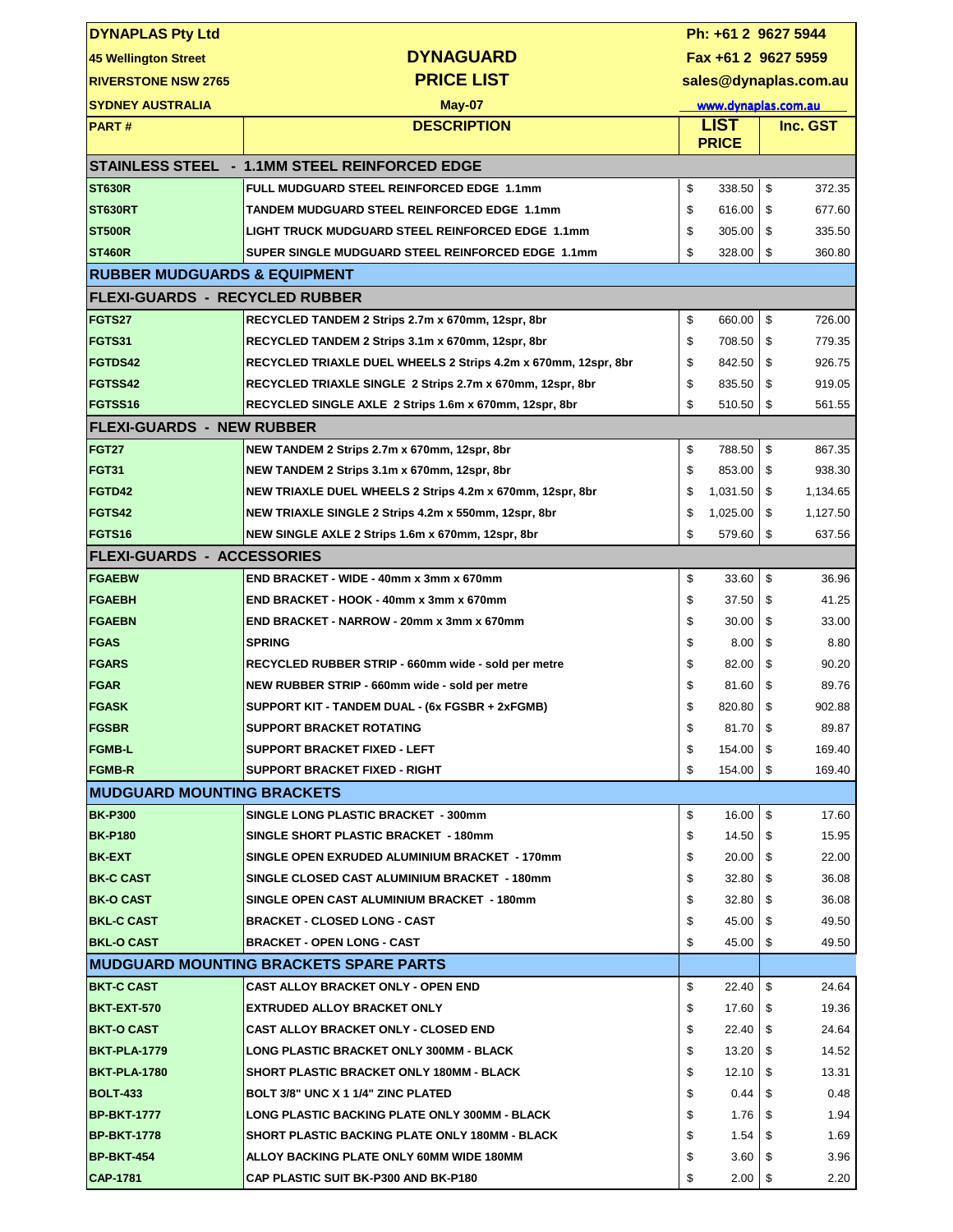| DYNAPLAS Pty Ltd | | Ph: +61 2 9627 5944 | |
|---|---|---|---|
| 45 Wellington Street | **DYNAGUARD** | Fax +61 2 9627 5959 | |
| RIVERSTONE NSW 2765 | **PRICE LIST** | sales@dynaplas.com.au | |
| SYDNEY AUSTRALIA | May-07 | www.dynaplas.com.au | |

| PART # | DESCRIPTION | LIST PRICE | Inc. GST |
|---|---|---|---|
| **STAINLESS STEEL - 1.1MM STEEL REINFORCED EDGE** | | | |
| ST630R | FULL MUDGUARD STEEL REINFORCED EDGE 1.1mm | $ 338.50 | $ 372.35 |
| ST630RT | TANDEM MUDGUARD STEEL REINFORCED EDGE 1.1mm | $ 616.00 | $ 677.60 |
| ST500R | LIGHT TRUCK MUDGUARD STEEL REINFORCED EDGE 1.1mm | $ 305.00 | $ 335.50 |
| ST460R | SUPER SINGLE MUDGUARD STEEL REINFORCED EDGE 1.1mm | $ 328.00 | $ 360.80 |
| **RUBBER MUDGUARDS & EQUIPMENT** | | | |
| **FLEXI-GUARDS - RECYCLED RUBBER** | | | |
| FGTS27 | RECYCLED TANDEM 2 Strips 2.7m x 670mm, 12spr, 8br | $ 660.00 | $ 726.00 |
| FGTS31 | RECYCLED TANDEM 2 Strips 3.1m x 670mm, 12spr, 8br | $ 708.50 | $ 779.35 |
| FGTDS42 | RECYCLED TRIAXLE DUEL WHEELS 2 Strips 4.2m x 670mm, 12spr, 8br | $ 842.50 | $ 926.75 |
| FGTSS42 | RECYCLED TRIAXLE SINGLE 2 Strips 2.7m x 670mm, 12spr, 8br | $ 835.50 | $ 919.05 |
| FGTSS16 | RECYCLED SINGLE AXLE 2 Strips 1.6m x 670mm, 12spr, 8br | $ 510.50 | $ 561.55 |
| **FLEXI-GUARDS - NEW RUBBER** | | | |
| FGT27 | NEW TANDEM 2 Strips 2.7m x 670mm, 12spr, 8br | $ 788.50 | $ 867.35 |
| FGT31 | NEW TANDEM 2 Strips 3.1m x 670mm, 12spr, 8br | $ 853.00 | $ 938.30 |
| FGTD42 | NEW TRIAXLE DUEL WHEELS 2 Strips 4.2m x 670mm, 12spr, 8br | $ 1,031.50 | $ 1,134.65 |
| FGTS42 | NEW TRIAXLE SINGLE 2 Strips 4.2m x 550mm, 12spr, 8br | $ 1,025.00 | $ 1,127.50 |
| FGTS16 | NEW SINGLE AXLE 2 Strips 1.6m x 670mm, 12spr, 8br | $ 579.60 | $ 637.56 |
| **FLEXI-GUARDS - ACCESSORIES** | | | |
| FGAEBW | END BRACKET - WIDE - 40mm x 3mm x 670mm | $ 33.60 | $ 36.96 |
| FGAEBH | END BRACKET - HOOK - 40mm x 3mm x 670mm | $ 37.50 | $ 41.25 |
| FGAEBN | END BRACKET - NARROW - 20mm x 3mm x 670mm | $ 30.00 | $ 33.00 |
| FGAS | SPRING | $ 8.00 | $ 8.80 |
| FGARS | RECYCLED RUBBER STRIP - 660mm wide - sold per metre | $ 82.00 | $ 90.20 |
| FGAR | NEW RUBBER STRIP - 660mm wide - sold per metre | $ 81.60 | $ 89.76 |
| FGASK | SUPPORT KIT - TANDEM DUAL - (6x FGSBR + 2xFGMB) | $ 820.80 | $ 902.88 |
| FGSBR | SUPPORT BRACKET ROTATING | $ 81.70 | $ 89.87 |
| FGMB-L | SUPPORT BRACKET FIXED - LEFT | $ 154.00 | $ 169.40 |
| FGMB-R | SUPPORT BRACKET FIXED - RIGHT | $ 154.00 | $ 169.40 |
| **MUDGUARD MOUNTING BRACKETS** | | | |
| BK-P300 | SINGLE LONG PLASTIC BRACKET - 300mm | $ 16.00 | $ 17.60 |
| BK-P180 | SINGLE SHORT PLASTIC BRACKET - 180mm | $ 14.50 | $ 15.95 |
| BK-EXT | SINGLE OPEN EXRUDED ALUMINIUM BRACKET - 170mm | $ 20.00 | $ 22.00 |
| BK-C CAST | SINGLE CLOSED CAST ALUMINIUM BRACKET - 180mm | $ 32.80 | $ 36.08 |
| BK-O CAST | SINGLE OPEN CAST ALUMINIUM BRACKET - 180mm | $ 32.80 | $ 36.08 |
| BKL-C CAST | BRACKET - CLOSED LONG - CAST | $ 45.00 | $ 49.50 |
| BKL-O CAST | BRACKET - OPEN LONG - CAST | $ 45.00 | $ 49.50 |
| **MUDGUARD MOUNTING BRACKETS SPARE PARTS** | | | |
| BKT-C CAST | CAST ALLOY BRACKET ONLY - OPEN END | $ 22.40 | $ 24.64 |
| BKT-EXT-570 | EXTRUDED ALLOY BRACKET ONLY | $ 17.60 | $ 19.36 |
| BKT-O CAST | CAST ALLOY BRACKET ONLY - CLOSED END | $ 22.40 | $ 24.64 |
| BKT-PLA-1779 | LONG PLASTIC BRACKET ONLY 300MM - BLACK | $ 13.20 | $ 14.52 |
| BKT-PLA-1780 | SHORT PLASTIC BRACKET ONLY 180MM - BLACK | $ 12.10 | $ 13.31 |
| BOLT-433 | BOLT 3/8" UNC X 1 1/4" ZINC PLATED | $ 0.44 | $ 0.48 |
| BP-BKT-1777 | LONG PLASTIC BACKING PLATE ONLY 300MM - BLACK | $ 1.76 | $ 1.94 |
| BP-BKT-1778 | SHORT PLASTIC BACKING PLATE ONLY 180MM - BLACK | $ 1.54 | $ 1.69 |
| BP-BKT-454 | ALLOY BACKING PLATE ONLY 60MM WIDE 180MM | $ 3.60 | $ 3.96 |
| CAP-1781 | CAP PLASTIC SUIT BK-P300 AND BK-P180 | $ 2.00 | $ 2.20 |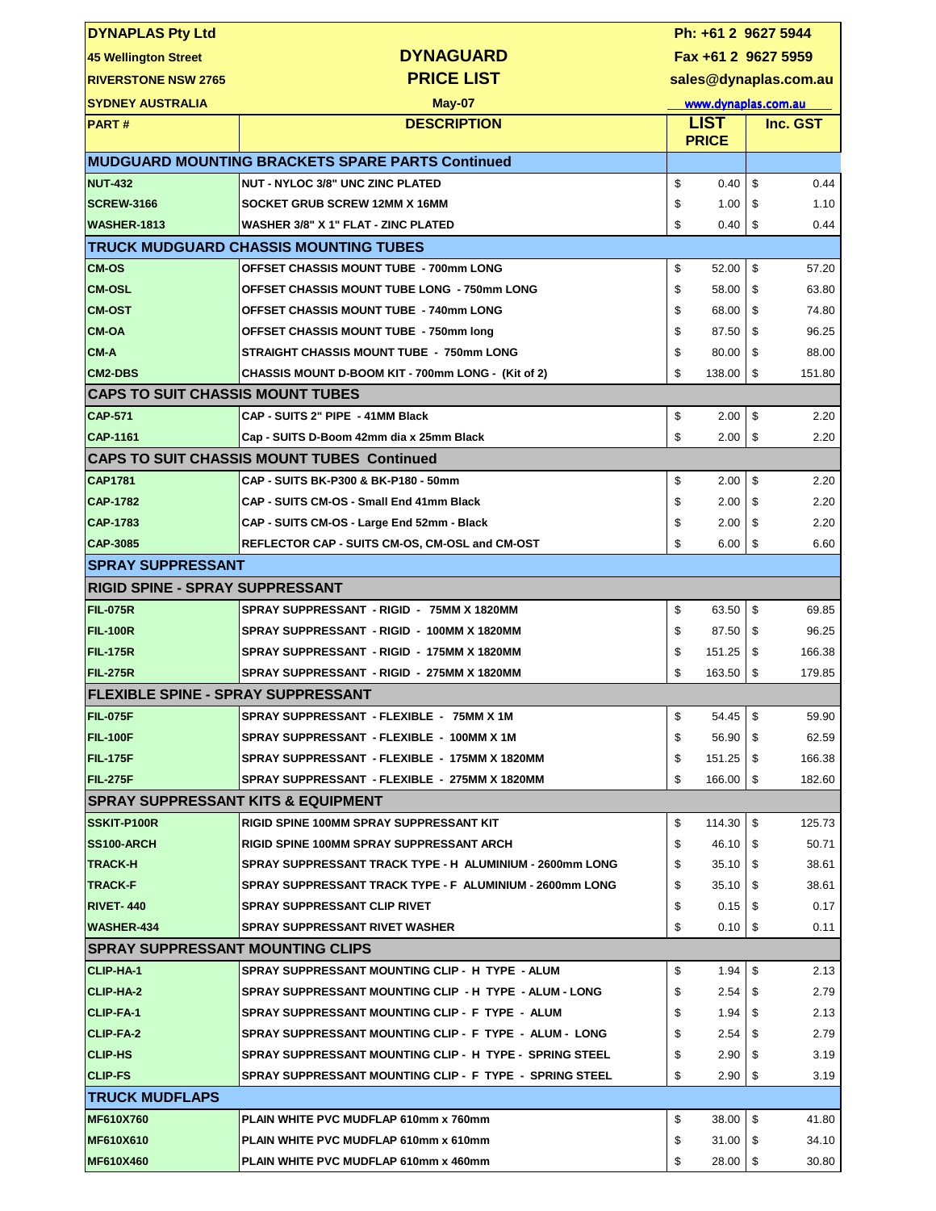| DYNAPLAS Pty Ltd | | Ph: +61 2 9627 5944 | |
|---|---|---|---|
| 45 Wellington Street | **DYNAGUARD** | Fax +61 2 9627 5959 | |
| RIVERSTONE NSW 2765 | **PRICE LIST** | sales@dynaplas.com.au | |
| SYDNEY AUSTRALIA | May-07 | www.dynaplas.com.au | |

| PART # | DESCRIPTION | LIST PRICE | Inc. GST |
|---|---|---|---|
| **MUDGUARD MOUNTING BRACKETS SPARE PARTS Continued** | | | |
| NUT-432 | NUT - NYLOC 3/8" UNC ZINC PLATED | $ 0.40 | $ 0.44 |
| SCREW-3166 | SOCKET GRUB SCREW 12MM X 16MM | $ 1.00 | $ 1.10 |
| WASHER-1813 | WASHER 3/8" X 1" FLAT - ZINC PLATED | $ 0.40 | $ 0.44 |
| **TRUCK MUDGUARD CHASSIS MOUNTING TUBES** | | | |
| CM-OS | OFFSET CHASSIS MOUNT TUBE - 700mm LONG | $ 52.00 | $ 57.20 |
| CM-OSL | OFFSET CHASSIS MOUNT TUBE LONG - 750mm LONG | $ 58.00 | $ 63.80 |
| CM-OST | OFFSET CHASSIS MOUNT TUBE - 740mm LONG | $ 68.00 | $ 74.80 |
| CM-OA | OFFSET CHASSIS MOUNT TUBE - 750mm long | $ 87.50 | $ 96.25 |
| CM-A | STRAIGHT CHASSIS MOUNT TUBE - 750mm LONG | $ 80.00 | $ 88.00 |
| CM2-DBS | CHASSIS MOUNT D-BOOM KIT - 700mm LONG - (Kit of 2) | $ 138.00 | $ 151.80 |
| **CAPS TO SUIT CHASSIS MOUNT TUBES** | | | |
| CAP-571 | CAP - SUITS 2" PIPE - 41MM Black | $ 2.00 | $ 2.20 |
| CAP-1161 | Cap - SUITS D-Boom 42mm dia x 25mm Black | $ 2.00 | $ 2.20 |
| **CAPS TO SUIT CHASSIS MOUNT TUBES Continued** | | | |
| CAP1781 | CAP - SUITS BK-P300 & BK-P180 - 50mm | $ 2.00 | $ 2.20 |
| CAP-1782 | CAP - SUITS CM-OS - Small End 41mm Black | $ 2.00 | $ 2.20 |
| CAP-1783 | CAP - SUITS CM-OS - Large End 52mm - Black | $ 2.00 | $ 2.20 |
| CAP-3085 | REFLECTOR CAP - SUITS CM-OS, CM-OSL and CM-OST | $ 6.00 | $ 6.60 |
| **SPRAY SUPPRESSANT** | | | |
| **RIGID SPINE - SPRAY SUPPRESSANT** | | | |
| FIL-075R | SPRAY SUPPRESSANT - RIGID - 75MM X 1820MM | $ 63.50 | $ 69.85 |
| FIL-100R | SPRAY SUPPRESSANT - RIGID - 100MM X 1820MM | $ 87.50 | $ 96.25 |
| FIL-175R | SPRAY SUPPRESSANT - RIGID - 175MM X 1820MM | $ 151.25 | $ 166.38 |
| FIL-275R | SPRAY SUPPRESSANT - RIGID - 275MM X 1820MM | $ 163.50 | $ 179.85 |
| **FLEXIBLE SPINE - SPRAY SUPPRESSANT** | | | |
| FIL-075F | SPRAY SUPPRESSANT - FLEXIBLE - 75MM X 1M | $ 54.45 | $ 59.90 |
| FIL-100F | SPRAY SUPPRESSANT - FLEXIBLE - 100MM X 1M | $ 56.90 | $ 62.59 |
| FIL-175F | SPRAY SUPPRESSANT - FLEXIBLE - 175MM X 1820MM | $ 151.25 | $ 166.38 |
| FIL-275F | SPRAY SUPPRESSANT - FLEXIBLE - 275MM X 1820MM | $ 166.00 | $ 182.60 |
| **SPRAY SUPPRESSANT KITS & EQUIPMENT** | | | |
| SSKIT-P100R | RIGID SPINE 100MM SPRAY SUPPRESSANT KIT | $ 114.30 | $ 125.73 |
| SS100-ARCH | RIGID SPINE 100MM SPRAY SUPPRESSANT ARCH | $ 46.10 | $ 50.71 |
| TRACK-H | SPRAY SUPPRESSANT TRACK TYPE - H ALUMINIUM - 2600mm LONG | $ 35.10 | $ 38.61 |
| TRACK-F | SPRAY SUPPRESSANT TRACK TYPE - F ALUMINIUM - 2600mm LONG | $ 35.10 | $ 38.61 |
| RIVET- 440 | SPRAY SUPPRESSANT CLIP RIVET | $ 0.15 | $ 0.17 |
| WASHER-434 | SPRAY SUPPRESSANT RIVET WASHER | $ 0.10 | $ 0.11 |
| **SPRAY SUPPRESSANT MOUNTING CLIPS** | | | |
| CLIP-HA-1 | SPRAY SUPPRESSANT MOUNTING CLIP - H TYPE - ALUM | $ 1.94 | $ 2.13 |
| CLIP-HA-2 | SPRAY SUPPRESSANT MOUNTING CLIP - H TYPE - ALUM - LONG | $ 2.54 | $ 2.79 |
| CLIP-FA-1 | SPRAY SUPPRESSANT MOUNTING CLIP - F TYPE - ALUM | $ 1.94 | $ 2.13 |
| CLIP-FA-2 | SPRAY SUPPRESSANT MOUNTING CLIP - F TYPE - ALUM - LONG | $ 2.54 | $ 2.79 |
| CLIP-HS | SPRAY SUPPRESSANT MOUNTING CLIP - H TYPE - SPRING STEEL | $ 2.90 | $ 3.19 |
| CLIP-FS | SPRAY SUPPRESSANT MOUNTING CLIP - F TYPE - SPRING STEEL | $ 2.90 | $ 3.19 |
| **TRUCK MUDFLAPS** | | | |
| MF610X760 | PLAIN WHITE PVC MUDFLAP 610mm x 760mm | $ 38.00 | $ 41.80 |
| MF610X610 | PLAIN WHITE PVC MUDFLAP 610mm x 610mm | $ 31.00 | $ 34.10 |
| MF610X460 | PLAIN WHITE PVC MUDFLAP 610mm x 460mm | $ 28.00 | $ 30.80 |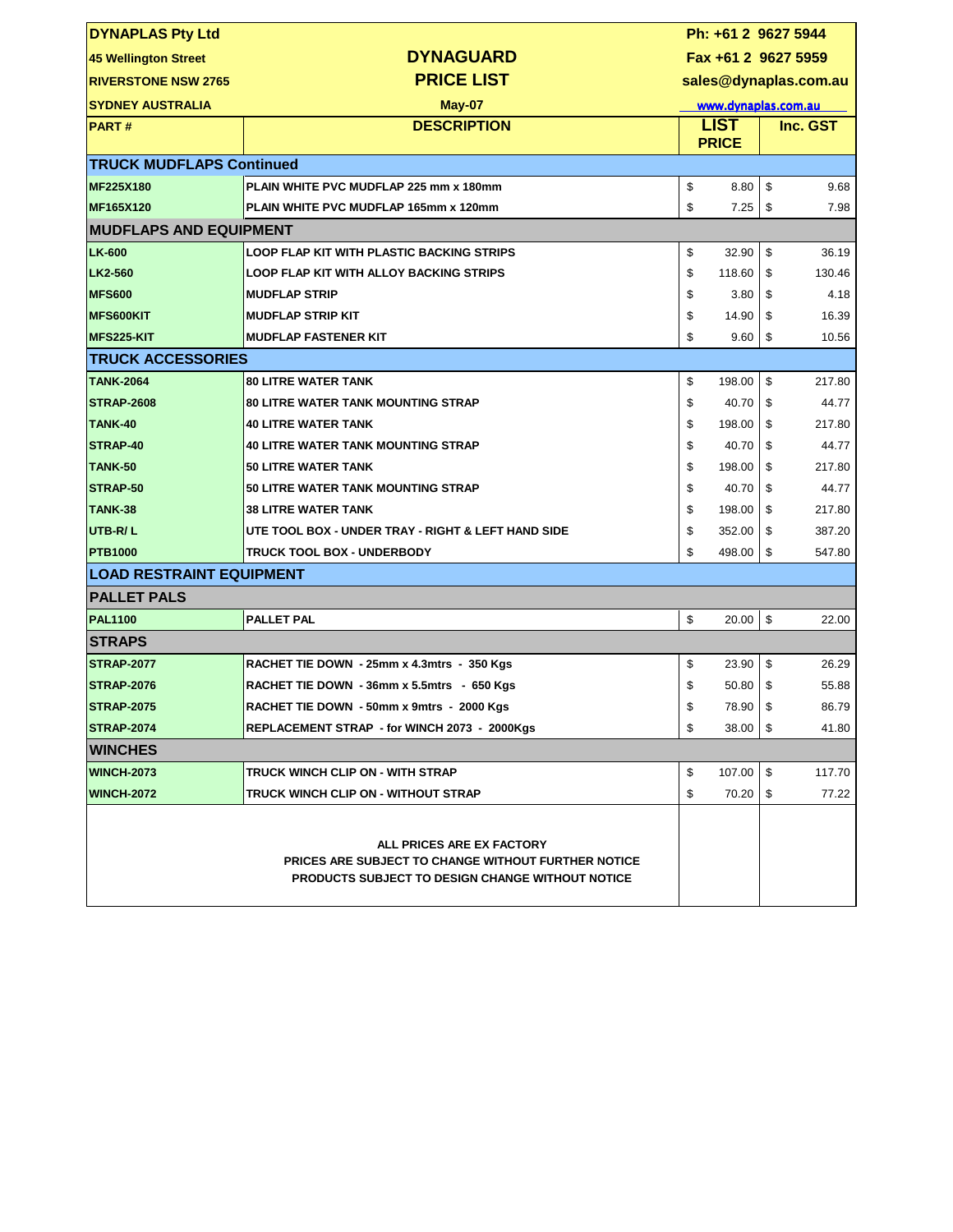| DYNAPLAS Pty Ltd | | Ph: +61 2 9627 5944 | |
|---|---|---|---|
| 45 Wellington Street | DYNAGUARD | Fax +61 2 9627 5959 | |
| RIVERSTONE NSW 2765 | PRICE LIST | sales@dynaplas.com.au | |
| SYDNEY AUSTRALIA | May-07 | www.dynaplas.com.au | |
| **PART #** | **DESCRIPTION** | **LIST PRICE** | **Inc. GST** |
| **TRUCK MUDFLAPS Continued** | | | |
| MF225X180 | PLAIN WHITE PVC MUDFLAP 225 mm x 180mm | $ 8.80 | $ 9.68 |
| MF165X120 | PLAIN WHITE PVC MUDFLAP 165mm x 120mm | $ 7.25 | $ 7.98 |
| **MUDFLAPS AND EQUIPMENT** | | | |
| LK-600 | LOOP FLAP KIT WITH PLASTIC BACKING STRIPS | $ 32.90 | $ 36.19 |
| LK2-560 | LOOP FLAP KIT WITH ALLOY BACKING STRIPS | $ 118.60 | $ 130.46 |
| MFS600 | MUDFLAP STRIP | $ 3.80 | $ 4.18 |
| MFS600KIT | MUDFLAP STRIP KIT | $ 14.90 | $ 16.39 |
| MFS225-KIT | MUDFLAP FASTENER KIT | $ 9.60 | $ 10.56 |
| **TRUCK ACCESSORIES** | | | |
| TANK-2064 | 80 LITRE WATER TANK | $ 198.00 | $ 217.80 |
| STRAP-2608 | 80 LITRE WATER TANK MOUNTING STRAP | $ 40.70 | $ 44.77 |
| TANK-40 | 40 LITRE WATER TANK | $ 198.00 | $ 217.80 |
| STRAP-40 | 40 LITRE WATER TANK MOUNTING STRAP | $ 40.70 | $ 44.77 |
| TANK-50 | 50 LITRE WATER TANK | $ 198.00 | $ 217.80 |
| STRAP-50 | 50 LITRE WATER TANK MOUNTING STRAP | $ 40.70 | $ 44.77 |
| TANK-38 | 38 LITRE WATER TANK | $ 198.00 | $ 217.80 |
| UTB-R/ L | UTE TOOL BOX - UNDER TRAY - RIGHT & LEFT HAND SIDE | $ 352.00 | $ 387.20 |
| PTB1000 | TRUCK TOOL BOX - UNDERBODY | $ 498.00 | $ 547.80 |
| **LOAD RESTRAINT EQUIPMENT** | | | |
| **PALLET PALS** | | | |
| PAL1100 | PALLET PAL | $ 20.00 | $ 22.00 |
| **STRAPS** | | | |
| STRAP-2077 | RACHET TIE DOWN - 25mm x 4.3mtrs - 350 Kgs | $ 23.90 | $ 26.29 |
| STRAP-2076 | RACHET TIE DOWN - 36mm x 5.5mtrs - 650 Kgs | $ 50.80 | $ 55.88 |
| STRAP-2075 | RACHET TIE DOWN - 50mm x 9mtrs - 2000 Kgs | $ 78.90 | $ 86.79 |
| STRAP-2074 | REPLACEMENT STRAP - for WINCH 2073 - 2000Kgs | $ 38.00 | $ 41.80 |
| **WINCHES** | | | |
| WINCH-2073 | TRUCK WINCH CLIP ON - WITH STRAP | $ 107.00 | $ 117.70 |
| WINCH-2072 | TRUCK WINCH CLIP ON - WITHOUT STRAP | $ 70.20 | $ 77.22 |

**ALL PRICES ARE EX FACTORY**
**PRICES ARE SUBJECT TO CHANGE WITHOUT FURTHER NOTICE**
**PRODUCTS SUBJECT TO DESIGN CHANGE WITHOUT NOTICE**